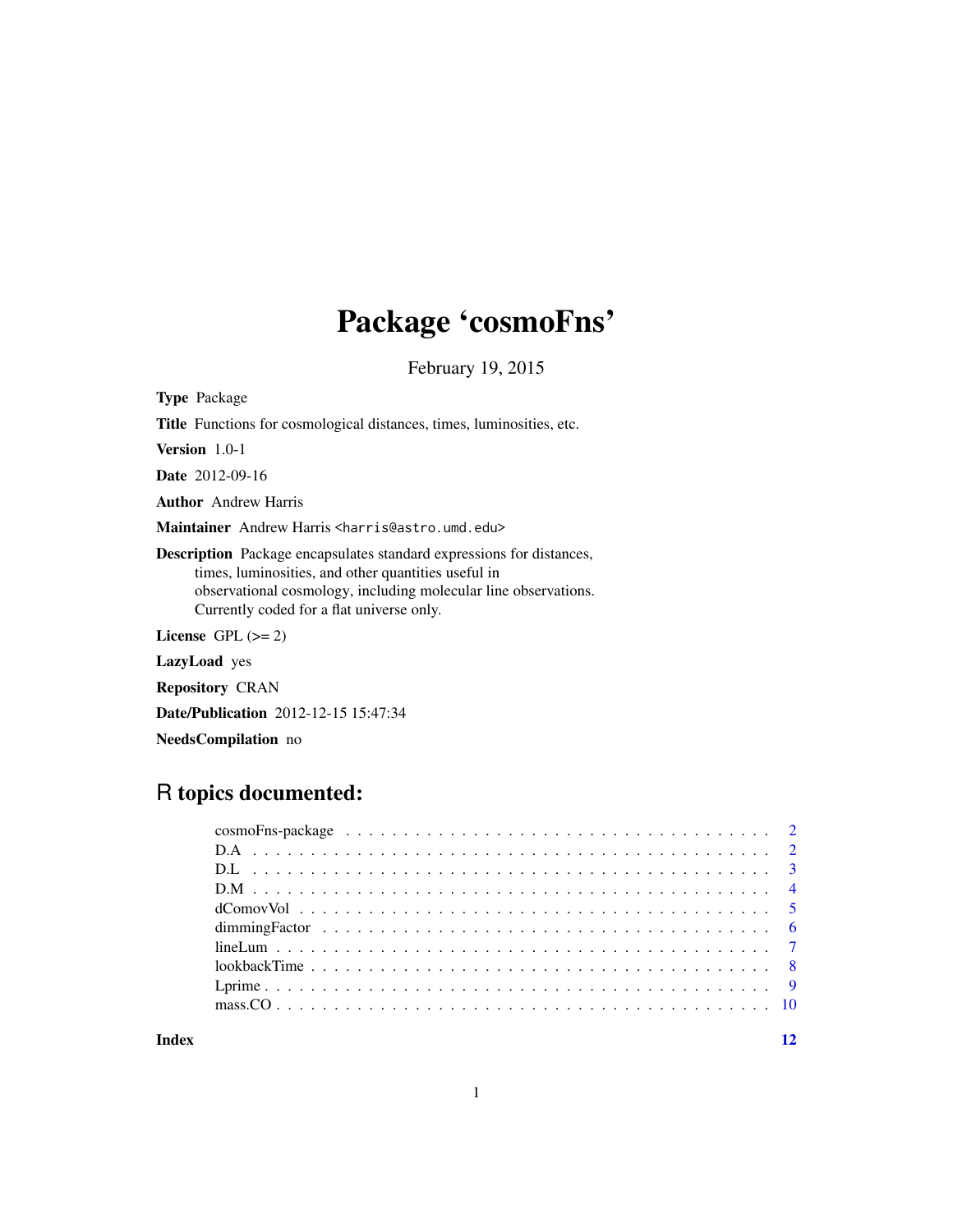# Package 'cosmoFns'

February 19, 2015

**Type** Package

**Title** Functions for cosmological distances, times, luminosities, etc.

**Version** 1.0-1

**Date** 2012-09-16

**Author** Andrew Harris

**Maintainer** Andrew Harris <harris@astro.umd.edu>

**Description** Package encapsulates standard expressions for distances, times, luminosities, and other quantities useful in observational cosmology, including molecular line observations. Currently coded for a flat universe only.

**License** GPL (>= 2)

**LazyLoad** yes

**Repository** CRAN

**Date/Publication** 2012-12-15 15:47:34

**NeedsCompilation** no

## R topics documented:

- cosmoFns-package . . . . . . . . . . . . . . . . . . . . . . . . . . . . . . . . . . . . 2
- D.A . . . . . . . . . . . . . . . . . . . . . . . . . . . . . . . . . . . . . . . . . . . 2
- D.L . . . . . . . . . . . . . . . . . . . . . . . . . . . . . . . . . . . . . . . . . . . 3
- D.M . . . . . . . . . . . . . . . . . . . . . . . . . . . . . . . . . . . . . . . . . . . 4
- dComovVol . . . . . . . . . . . . . . . . . . . . . . . . . . . . . . . . . . . . . . . 5
- dimmingFactor . . . . . . . . . . . . . . . . . . . . . . . . . . . . . . . . . . . . . 6
- lineLum . . . . . . . . . . . . . . . . . . . . . . . . . . . . . . . . . . . . . . . . . 7
- lookbackTime . . . . . . . . . . . . . . . . . . . . . . . . . . . . . . . . . . . . . . 8
- Lprime . . . . . . . . . . . . . . . . . . . . . . . . . . . . . . . . . . . . . . . . . 9
- mass.CO . . . . . . . . . . . . . . . . . . . . . . . . . . . . . . . . . . . . . . . . 10

**Index** 12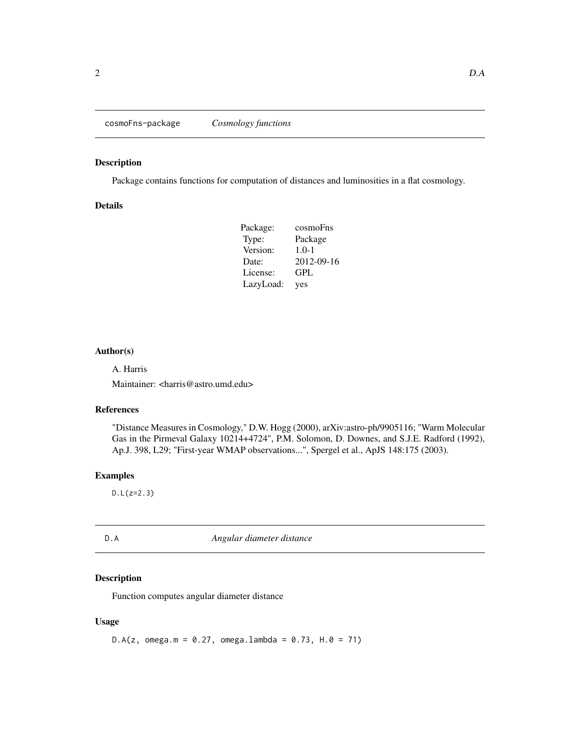## cosmoFns-package *Cosmology functions*

### Description

Package contains functions for computation of distances and luminosities in a flat cosmology.

### Details

| | |
|---|---|
| Package: | cosmoFns |
| Type: | Package |
| Version: | 1.0-1 |
| Date: | 2012-09-16 |
| License: | GPL |
| LazyLoad: | yes |

### Author(s)

A. Harris

Maintainer: <harris@astro.umd.edu>

### References

"Distance Measures in Cosmology," D.W. Hogg (2000), arXiv:astro-ph/9905116; "Warm Molecular Gas in the Pirmeval Galaxy 10214+4724", P.M. Solomon, D. Downes, and S.J.E. Radford (1992), Ap.J. 398, L29; "First-year WMAP observations...", Spergel et al., ApJS 148:175 (2003).

### Examples

```
D.L(z=2.3)
```

## D.A *Angular diameter distance*

### Description

Function computes angular diameter distance

### Usage

```
D.A(z, omega.m = 0.27, omega.lambda = 0.73, H.0 = 71)
```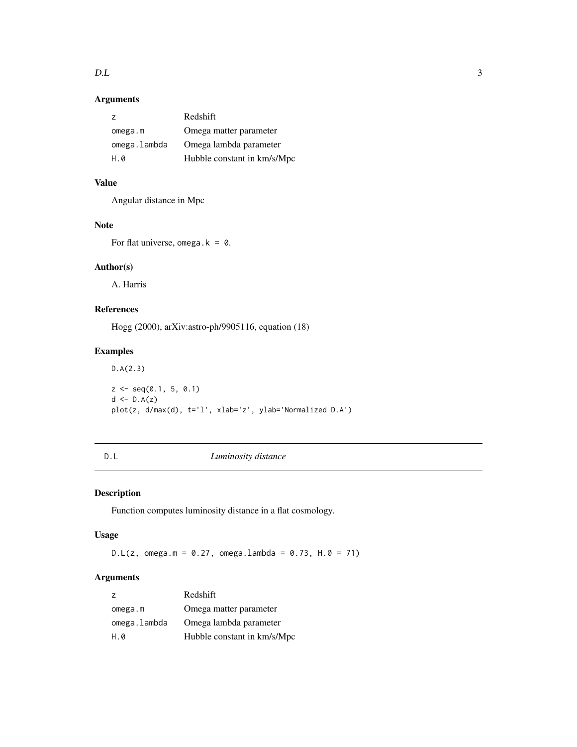### Arguments

| | |
|---|---|
| z | Redshift |
| omega.m | Omega matter parameter |
| omega.lambda | Omega lambda parameter |
| H.0 | Hubble constant in km/s/Mpc |

### Value

Angular distance in Mpc

### Note

For flat universe, `omega.k = 0`.

### Author(s)

A. Harris

### References

Hogg (2000), arXiv:astro-ph/9905116, equation (18)

### Examples

```
D.A(2.3)

z <- seq(0.1, 5, 0.1)
d <- D.A(z)
plot(z, d/max(d), t='l', xlab='z', ylab='Normalized D.A')
```

---

## D.L *Luminosity distance*

---

### Description

Function computes luminosity distance in a flat cosmology.

### Usage

```
D.L(z, omega.m = 0.27, omega.lambda = 0.73, H.0 = 71)
```

### Arguments

| | |
|---|---|
| z | Redshift |
| omega.m | Omega matter parameter |
| omega.lambda | Omega lambda parameter |
| H.0 | Hubble constant in km/s/Mpc |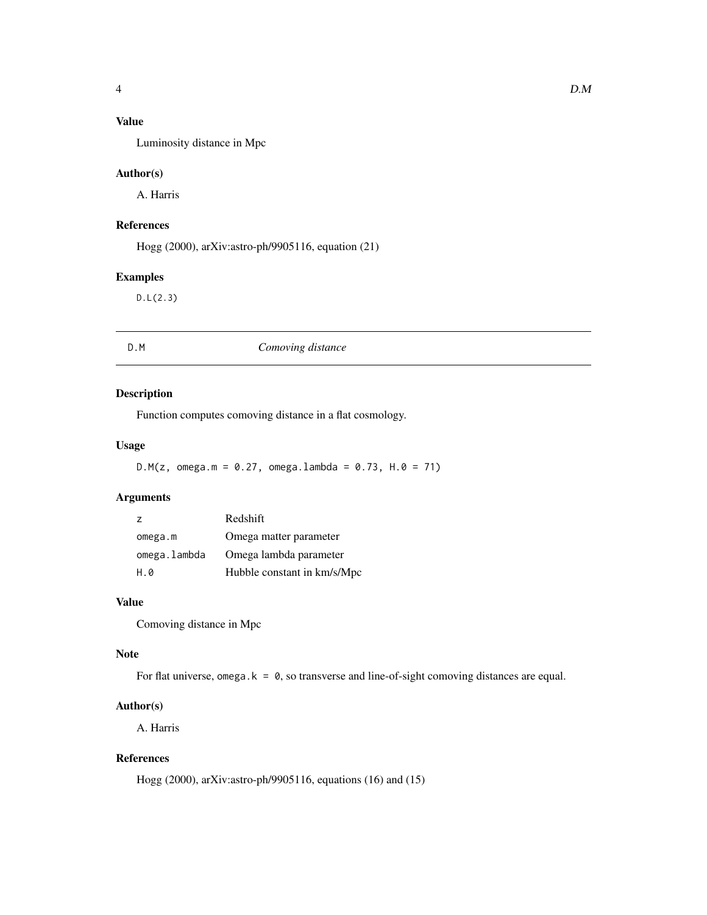### Value

Luminosity distance in Mpc

### Author(s)

A. Harris

### References

Hogg (2000), arXiv:astro-ph/9905116, equation (21)

### Examples

```
D.L(2.3)
```

---

## D.M    *Comoving distance*

---

### Description

Function computes comoving distance in a flat cosmology.

### Usage

```
D.M(z, omega.m = 0.27, omega.lambda = 0.73, H.0 = 71)
```

### Arguments

| | |
|---|---|
| z | Redshift |
| omega.m | Omega matter parameter |
| omega.lambda | Omega lambda parameter |
| H.0 | Hubble constant in km/s/Mpc |

### Value

Comoving distance in Mpc

### Note

For flat universe, `omega.k = 0`, so transverse and line-of-sight comoving distances are equal.

### Author(s)

A. Harris

### References

Hogg (2000), arXiv:astro-ph/9905116, equations (16) and (15)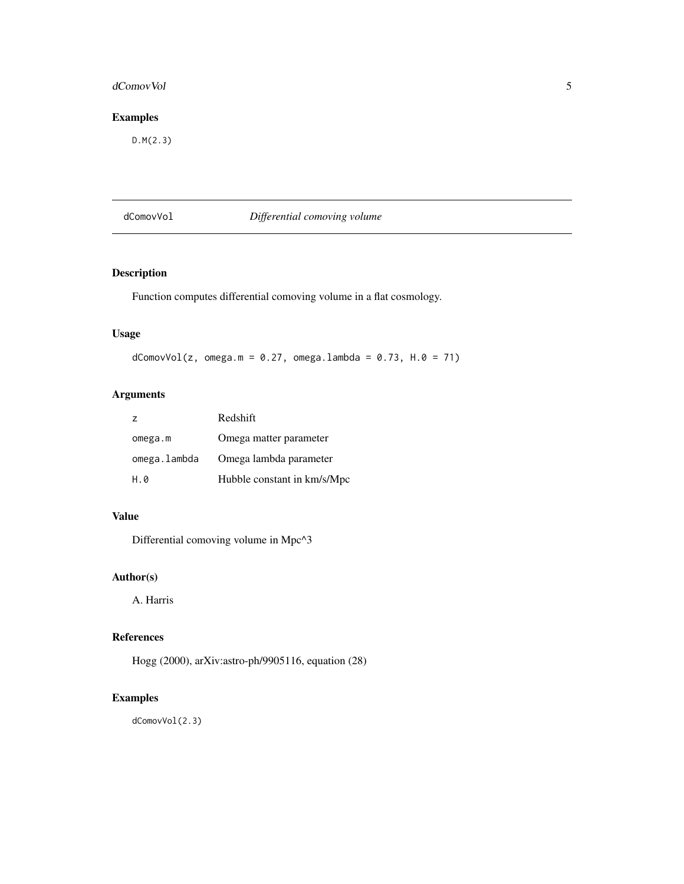## Examples

```
D.M(2.3)
```

---

# dComovVol *Differential comoving volume*

---

## Description

Function computes differential comoving volume in a flat cosmology.

## Usage

```
dComovVol(z, omega.m = 0.27, omega.lambda = 0.73, H.0 = 71)
```

## Arguments

| | |
|---|---|
| z | Redshift |
| omega.m | Omega matter parameter |
| omega.lambda | Omega lambda parameter |
| H.0 | Hubble constant in km/s/Mpc |

## Value

Differential comoving volume in Mpc^3

## Author(s)

A. Harris

## References

Hogg (2000), arXiv:astro-ph/9905116, equation (28)

## Examples

```
dComovVol(2.3)
```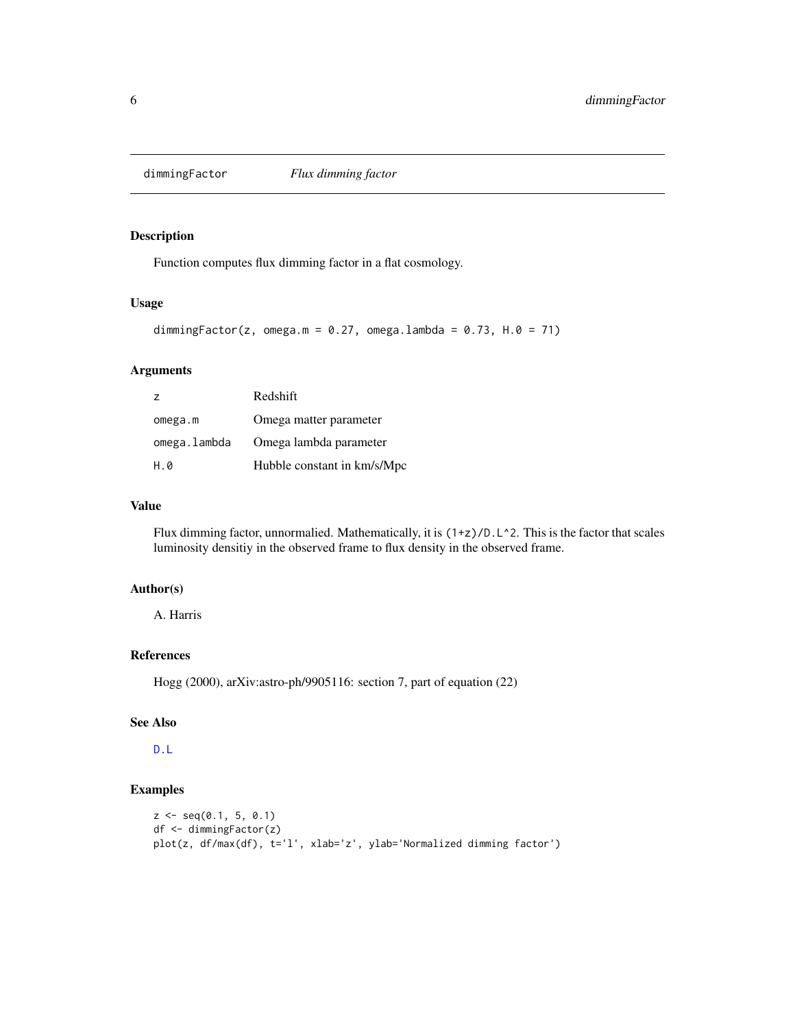## dimmingFactor *Flux dimming factor*

### Description

Function computes flux dimming factor in a flat cosmology.

### Usage

```
dimmingFactor(z, omega.m = 0.27, omega.lambda = 0.73, H.0 = 71)
```

### Arguments

| | |
|---|---|
| z | Redshift |
| omega.m | Omega matter parameter |
| omega.lambda | Omega lambda parameter |
| H.0 | Hubble constant in km/s/Mpc |

### Value

Flux dimming factor, unnormalied. Mathematically, it is `(1+z)/D.L^2`. This is the factor that scales luminosity densitiy in the observed frame to flux density in the observed frame.

### Author(s)

A. Harris

### References

Hogg (2000), arXiv:astro-ph/9905116: section 7, part of equation (22)

### See Also

D.L

### Examples

```
z <- seq(0.1, 5, 0.1)
df <- dimmingFactor(z)
plot(z, df/max(df), t='l', xlab='z', ylab='Normalized dimming factor')
```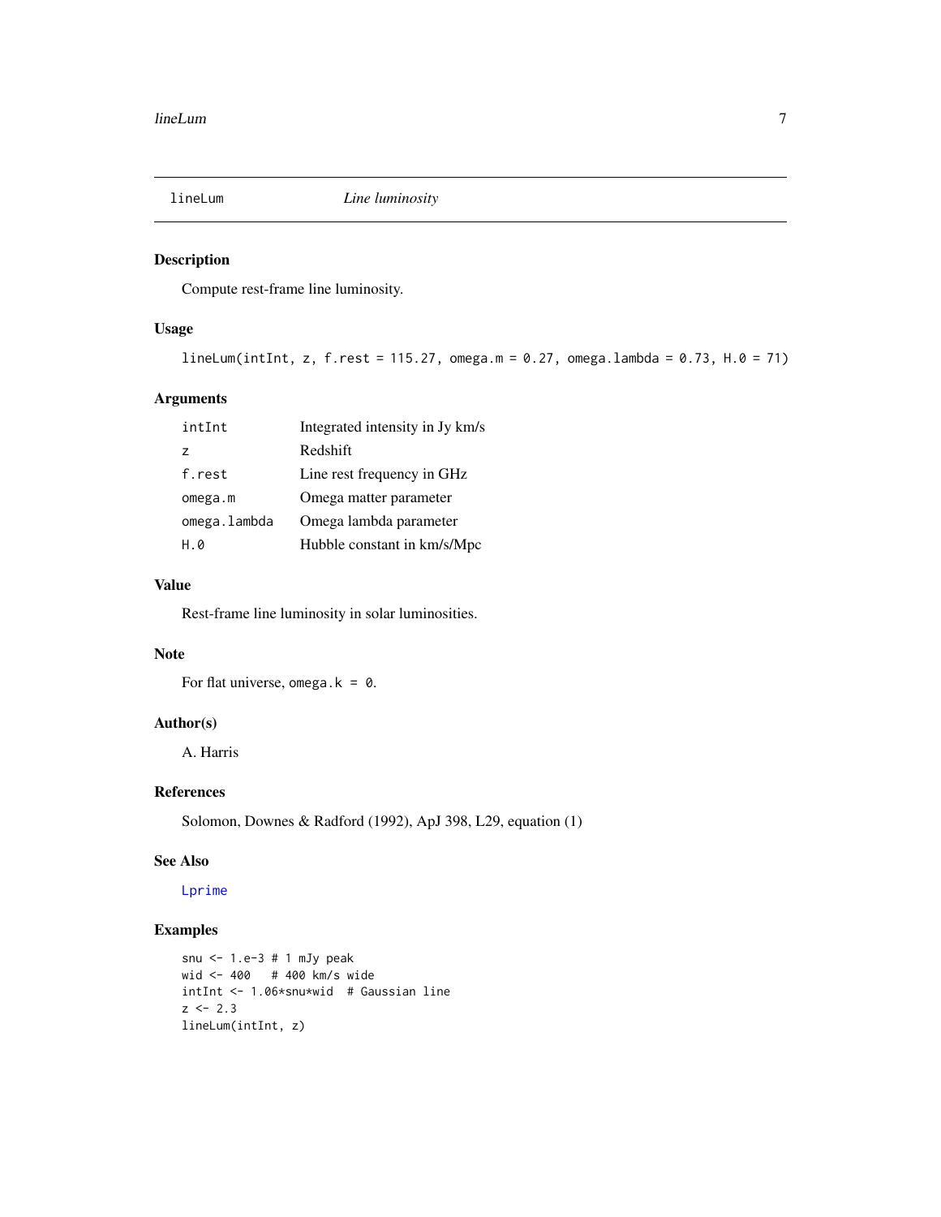lineLum *Line luminosity*

### Description

Compute rest-frame line luminosity.

### Usage

```
lineLum(intInt, z, f.rest = 115.27, omega.m = 0.27, omega.lambda = 0.73, H.0 = 71)
```

### Arguments

| | |
|---|---|
| intInt | Integrated intensity in Jy km/s |
| z | Redshift |
| f.rest | Line rest frequency in GHz |
| omega.m | Omega matter parameter |
| omega.lambda | Omega lambda parameter |
| H.0 | Hubble constant in km/s/Mpc |

### Value

Rest-frame line luminosity in solar luminosities.

### Note

For flat universe, `omega.k = 0`.

### Author(s)

A. Harris

### References

Solomon, Downes & Radford (1992), ApJ 398, L29, equation (1)

### See Also

`Lprime`

### Examples

```
snu <- 1.e-3 # 1 mJy peak
wid <- 400   # 400 km/s wide
intInt <- 1.06*snu*wid  # Gaussian line
z <- 2.3
lineLum(intInt, z)
```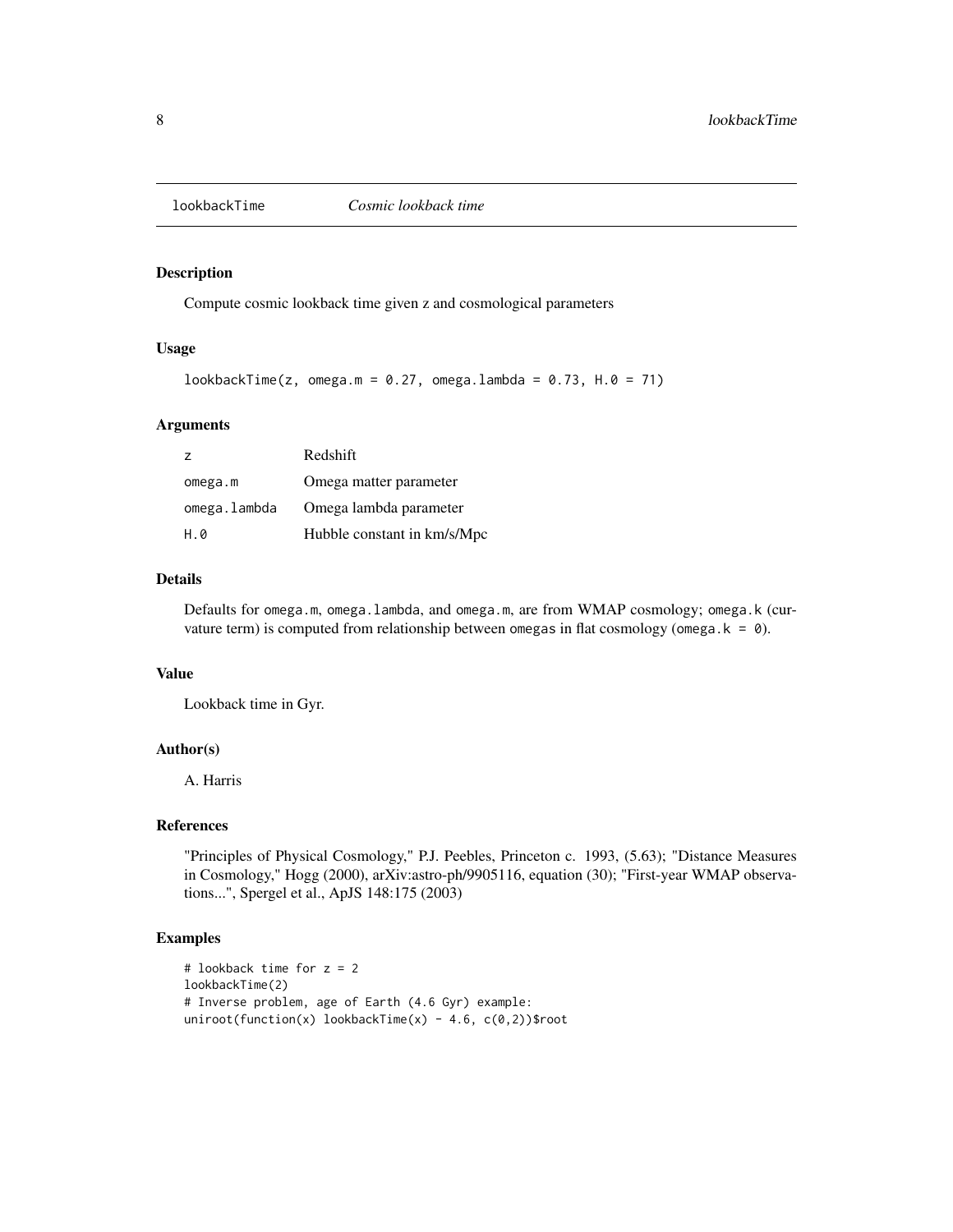## lookbackTime *Cosmic lookback time*

### Description

Compute cosmic lookback time given z and cosmological parameters

### Usage

```
lookbackTime(z, omega.m = 0.27, omega.lambda = 0.73, H.0 = 71)
```

### Arguments

| | |
|---|---|
| z | Redshift |
| omega.m | Omega matter parameter |
| omega.lambda | Omega lambda parameter |
| H.0 | Hubble constant in km/s/Mpc |

### Details

Defaults for `omega.m`, `omega.lambda`, and `omega.m`, are from WMAP cosmology; `omega.k` (curvature term) is computed from relationship between omegas in flat cosmology (`omega.k = 0`).

### Value

Lookback time in Gyr.

### Author(s)

A. Harris

### References

"Principles of Physical Cosmology," P.J. Peebles, Princeton c. 1993, (5.63); "Distance Measures in Cosmology," Hogg (2000), arXiv:astro-ph/9905116, equation (30); "First-year WMAP observations...", Spergel et al., ApJS 148:175 (2003)

### Examples

```
# lookback time for z = 2
lookbackTime(2)
# Inverse problem, age of Earth (4.6 Gyr) example:
uniroot(function(x) lookbackTime(x) - 4.6, c(0,2))$root
```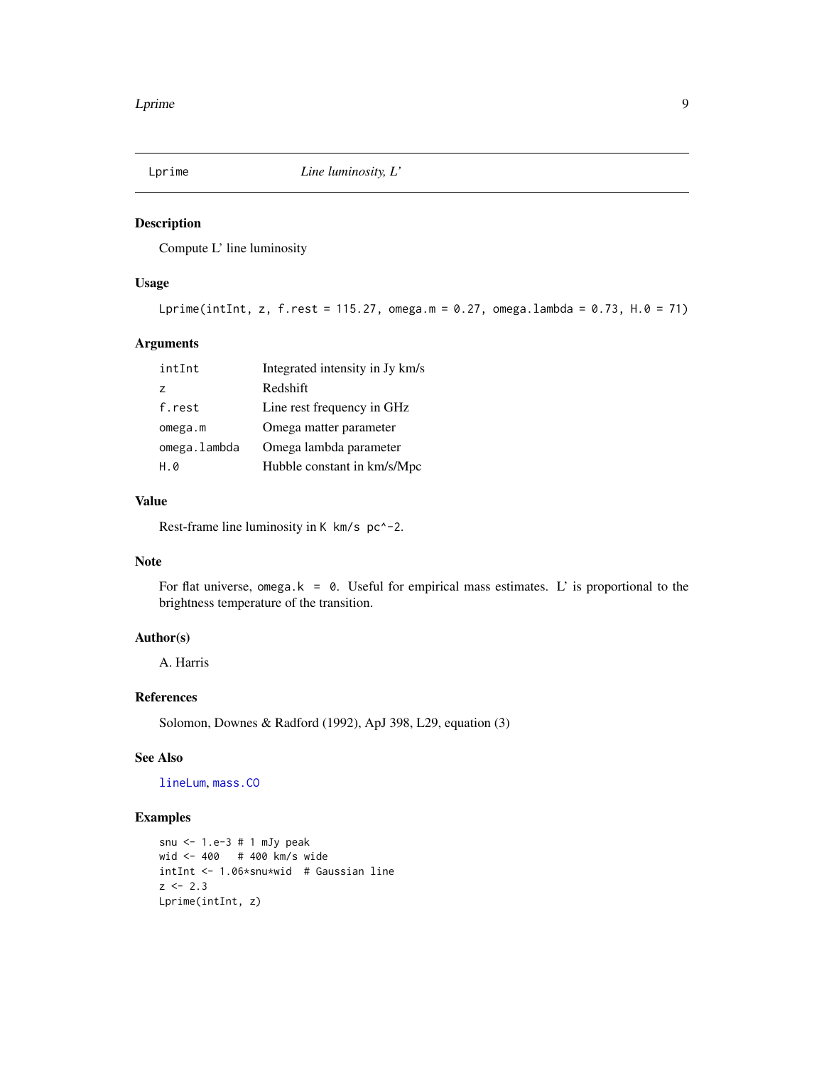## Lprime — *Line luminosity, L'*

### Description

Compute L' line luminosity

### Usage

```
Lprime(intInt, z, f.rest = 115.27, omega.m = 0.27, omega.lambda = 0.73, H.0 = 71)
```

### Arguments

| | |
|---|---|
| `intInt` | Integrated intensity in Jy km/s |
| `z` | Redshift |
| `f.rest` | Line rest frequency in GHz |
| `omega.m` | Omega matter parameter |
| `omega.lambda` | Omega lambda parameter |
| `H.0` | Hubble constant in km/s/Mpc |

### Value

Rest-frame line luminosity in `K km/s pc^-2`.

### Note

For flat universe, `omega.k = 0`. Useful for empirical mass estimates. L' is proportional to the brightness temperature of the transition.

### Author(s)

A. Harris

### References

Solomon, Downes & Radford (1992), ApJ 398, L29, equation (3)

### See Also

`lineLum`, `mass.CO`

### Examples

```
snu <- 1.e-3 # 1 mJy peak
wid <- 400   # 400 km/s wide
intInt <- 1.06*snu*wid  # Gaussian line
z <- 2.3
Lprime(intInt, z)
```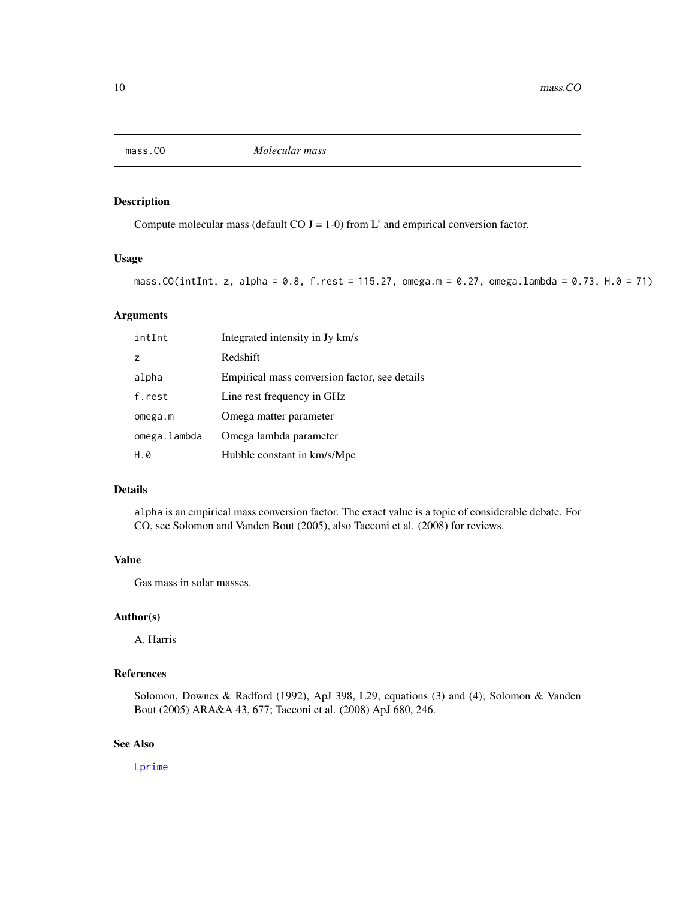## mass.CO — *Molecular mass*

### Description

Compute molecular mass (default CO J = 1-0) from L' and empirical conversion factor.

### Usage

```
mass.CO(intInt, z, alpha = 0.8, f.rest = 115.27, omega.m = 0.27, omega.lambda = 0.73, H.0 = 71)
```

### Arguments

| | |
|---|---|
| intInt | Integrated intensity in Jy km/s |
| z | Redshift |
| alpha | Empirical mass conversion factor, see details |
| f.rest | Line rest frequency in GHz |
| omega.m | Omega matter parameter |
| omega.lambda | Omega lambda parameter |
| H.0 | Hubble constant in km/s/Mpc |

### Details

`alpha` is an empirical mass conversion factor. The exact value is a topic of considerable debate. For CO, see Solomon and Vanden Bout (2005), also Tacconi et al. (2008) for reviews.

### Value

Gas mass in solar masses.

### Author(s)

A. Harris

### References

Solomon, Downes & Radford (1992), ApJ 398, L29, equations (3) and (4); Solomon & Vanden Bout (2005) ARA&A 43, 677; Tacconi et al. (2008) ApJ 680, 246.

### See Also

Lprime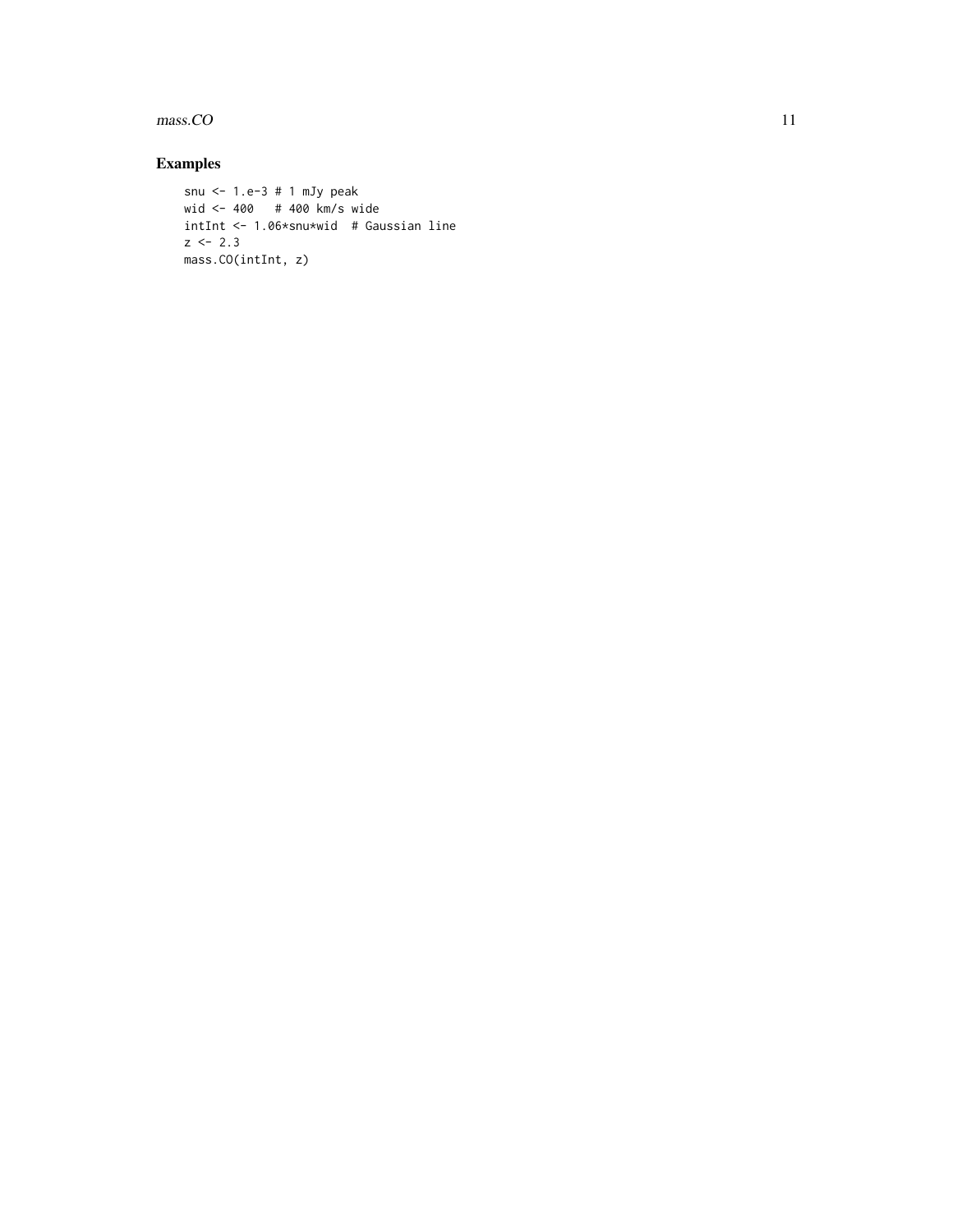## Examples

```
snu <- 1.e-3 # 1 mJy peak
wid <- 400   # 400 km/s wide
intInt <- 1.06*snu*wid  # Gaussian line
z <- 2.3
mass.CO(intInt, z)
```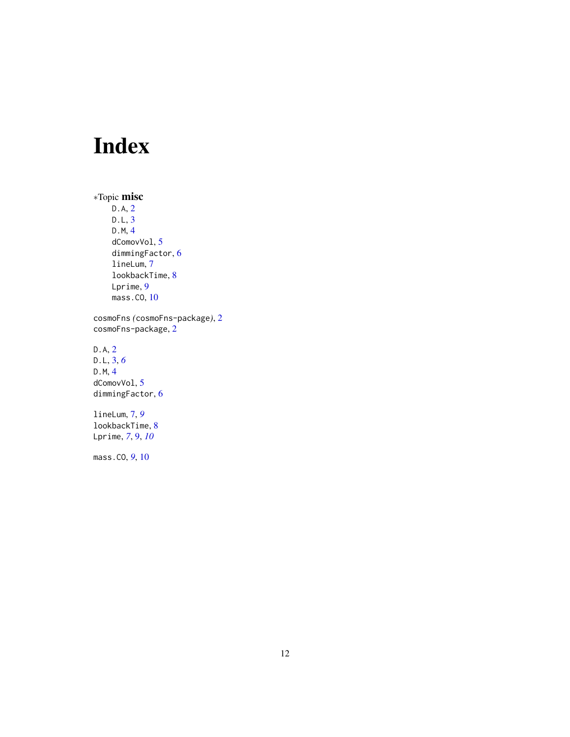# Index

∗Topic **misc**

- D.A, 2
- D.L, 3
- D.M, 4
- dComovVol, 5
- dimmingFactor, 6
- lineLum, 7
- lookbackTime, 8
- Lprime, 9
- mass.CO, 10

cosmoFns *(*cosmoFns-package*)*, 2
cosmoFns-package, 2

D.A, 2
D.L, 3, *6*
D.M, 4
dComovVol, 5
dimmingFactor, 6

lineLum, 7, *9*
lookbackTime, 8
Lprime, *7*, 9, *10*

mass.CO, *9*, 10